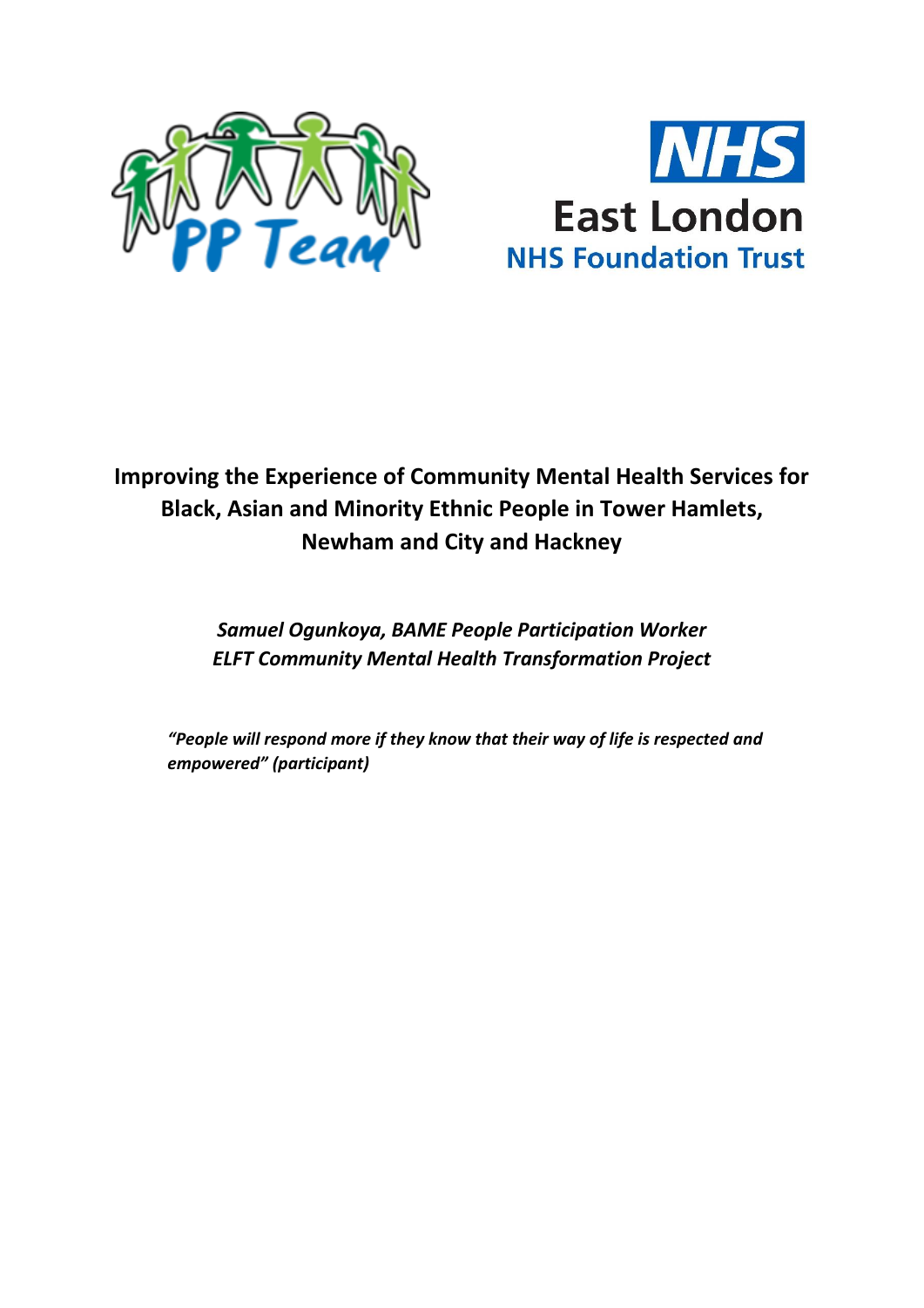# Improving the Experience of Community Mental Health Services for Black, Asian and Minority Ethnic People in Tower Hamlets, Newham and City and Hackney

*Samuel Ogunkoya, BAME People Participation Worker*
*ELFT Community Mental Health Transformation Project*

***"People will respond more if they know that their way of life is respected and empowered" (participant)***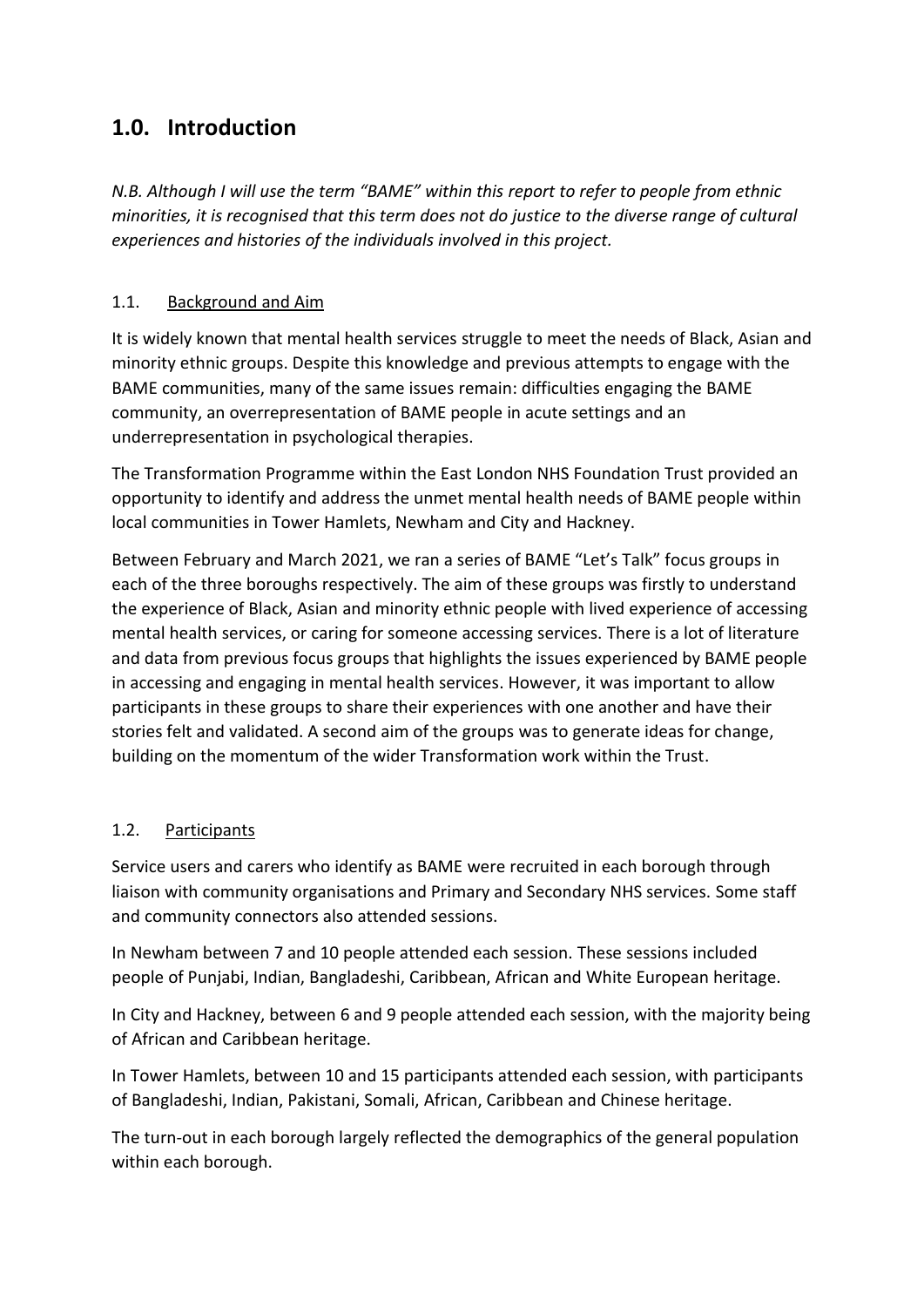# 1.0. Introduction

*N.B. Although I will use the term "BAME" within this report to refer to people from ethnic minorities, it is recognised that this term does not do justice to the diverse range of cultural experiences and histories of the individuals involved in this project.*

## 1.1. Background and Aim

It is widely known that mental health services struggle to meet the needs of Black, Asian and minority ethnic groups. Despite this knowledge and previous attempts to engage with the BAME communities, many of the same issues remain: difficulties engaging the BAME community, an overrepresentation of BAME people in acute settings and an underrepresentation in psychological therapies.

The Transformation Programme within the East London NHS Foundation Trust provided an opportunity to identify and address the unmet mental health needs of BAME people within local communities in Tower Hamlets, Newham and City and Hackney.

Between February and March 2021, we ran a series of BAME "Let's Talk" focus groups in each of the three boroughs respectively. The aim of these groups was firstly to understand the experience of Black, Asian and minority ethnic people with lived experience of accessing mental health services, or caring for someone accessing services. There is a lot of literature and data from previous focus groups that highlights the issues experienced by BAME people in accessing and engaging in mental health services. However, it was important to allow participants in these groups to share their experiences with one another and have their stories felt and validated. A second aim of the groups was to generate ideas for change, building on the momentum of the wider Transformation work within the Trust.

## 1.2. Participants

Service users and carers who identify as BAME were recruited in each borough through liaison with community organisations and Primary and Secondary NHS services. Some staff and community connectors also attended sessions.

In Newham between 7 and 10 people attended each session. These sessions included people of Punjabi, Indian, Bangladeshi, Caribbean, African and White European heritage.

In City and Hackney, between 6 and 9 people attended each session, with the majority being of African and Caribbean heritage.

In Tower Hamlets, between 10 and 15 participants attended each session, with participants of Bangladeshi, Indian, Pakistani, Somali, African, Caribbean and Chinese heritage.

The turn-out in each borough largely reflected the demographics of the general population within each borough.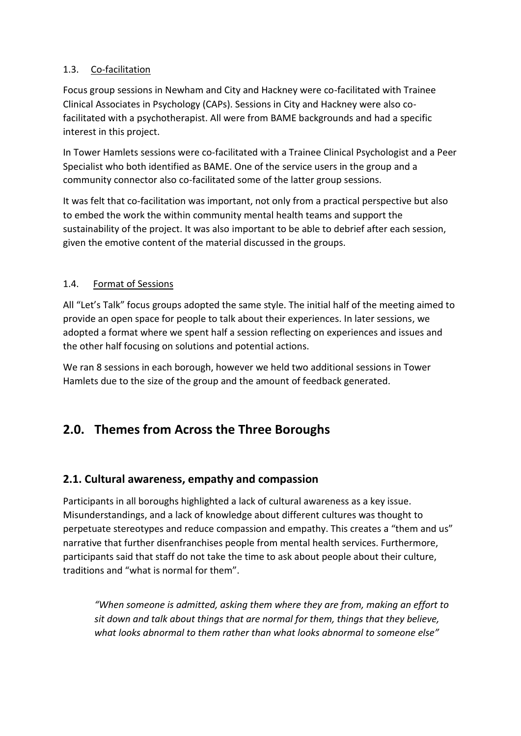### 1.3. Co-facilitation

Focus group sessions in Newham and City and Hackney were co-facilitated with Trainee Clinical Associates in Psychology (CAPs). Sessions in City and Hackney were also co-facilitated with a psychotherapist. All were from BAME backgrounds and had a specific interest in this project.

In Tower Hamlets sessions were co-facilitated with a Trainee Clinical Psychologist and a Peer Specialist who both identified as BAME. One of the service users in the group and a community connector also co-facilitated some of the latter group sessions.

It was felt that co-facilitation was important, not only from a practical perspective but also to embed the work the within community mental health teams and support the sustainability of the project. It was also important to be able to debrief after each session, given the emotive content of the material discussed in the groups.

### 1.4. Format of Sessions

All "Let's Talk" focus groups adopted the same style. The initial half of the meeting aimed to provide an open space for people to talk about their experiences. In later sessions, we adopted a format where we spent half a session reflecting on experiences and issues and the other half focusing on solutions and potential actions.

We ran 8 sessions in each borough, however we held two additional sessions in Tower Hamlets due to the size of the group and the amount of feedback generated.

# 2.0. Themes from Across the Three Boroughs

## 2.1. Cultural awareness, empathy and compassion

Participants in all boroughs highlighted a lack of cultural awareness as a key issue. Misunderstandings, and a lack of knowledge about different cultures was thought to perpetuate stereotypes and reduce compassion and empathy. This creates a "them and us" narrative that further disenfranchises people from mental health services. Furthermore, participants said that staff do not take the time to ask about people about their culture, traditions and "what is normal for them".

> *"When someone is admitted, asking them where they are from, making an effort to sit down and talk about things that are normal for them, things that they believe, what looks abnormal to them rather than what looks abnormal to someone else"*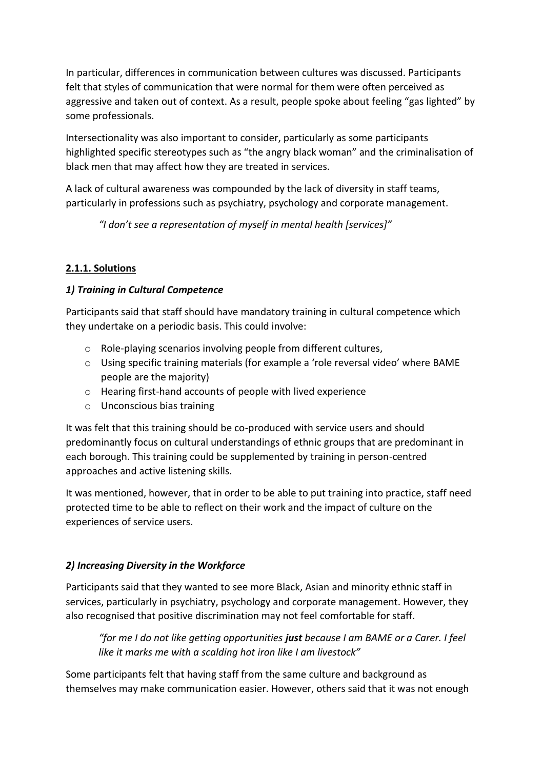In particular, differences in communication between cultures was discussed. Participants felt that styles of communication that were normal for them were often perceived as aggressive and taken out of context. As a result, people spoke about feeling "gas lighted" by some professionals.

Intersectionality was also important to consider, particularly as some participants highlighted specific stereotypes such as "the angry black woman" and the criminalisation of black men that may affect how they are treated in services.

A lack of cultural awareness was compounded by the lack of diversity in staff teams, particularly in professions such as psychiatry, psychology and corporate management.

> *"I don't see a representation of myself in mental health [services]"*

### 2.1.1. Solutions

#### *1) Training in Cultural Competence*

Participants said that staff should have mandatory training in cultural competence which they undertake on a periodic basis. This could involve:

- Role-playing scenarios involving people from different cultures,
- Using specific training materials (for example a 'role reversal video' where BAME people are the majority)
- Hearing first-hand accounts of people with lived experience
- Unconscious bias training

It was felt that this training should be co-produced with service users and should predominantly focus on cultural understandings of ethnic groups that are predominant in each borough. This training could be supplemented by training in person-centred approaches and active listening skills.

It was mentioned, however, that in order to be able to put training into practice, staff need protected time to be able to reflect on their work and the impact of culture on the experiences of service users.

#### *2) Increasing Diversity in the Workforce*

Participants said that they wanted to see more Black, Asian and minority ethnic staff in services, particularly in psychiatry, psychology and corporate management. However, they also recognised that positive discrimination may not feel comfortable for staff.

> *"for me I do not like getting opportunities* ***just*** *because I am BAME or a Carer. I feel like it marks me with a scalding hot iron like I am livestock"*

Some participants felt that having staff from the same culture and background as themselves may make communication easier. However, others said that it was not enough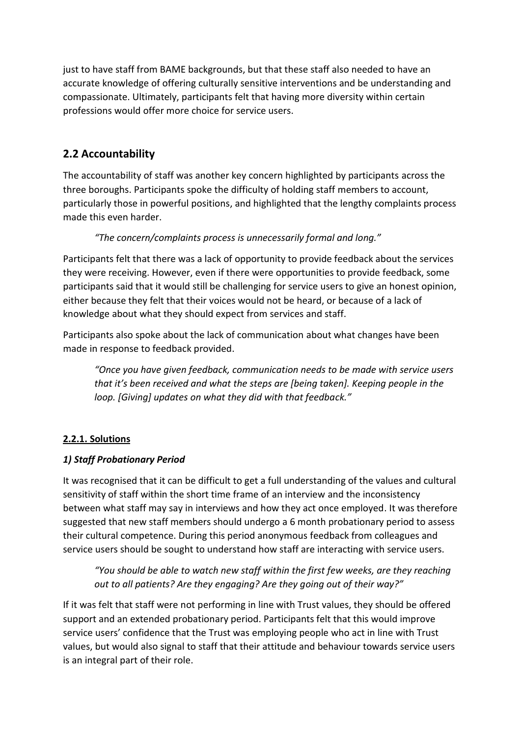just to have staff from BAME backgrounds, but that these staff also needed to have an accurate knowledge of offering culturally sensitive interventions and be understanding and compassionate. Ultimately, participants felt that having more diversity within certain professions would offer more choice for service users.

## 2.2 Accountability

The accountability of staff was another key concern highlighted by participants across the three boroughs. Participants spoke the difficulty of holding staff members to account, particularly those in powerful positions, and highlighted that the lengthy complaints process made this even harder.

> *"The concern/complaints process is unnecessarily formal and long."*

Participants felt that there was a lack of opportunity to provide feedback about the services they were receiving. However, even if there were opportunities to provide feedback, some participants said that it would still be challenging for service users to give an honest opinion, either because they felt that their voices would not be heard, or because of a lack of knowledge about what they should expect from services and staff.

Participants also spoke about the lack of communication about what changes have been made in response to feedback provided.

> *"Once you have given feedback, communication needs to be made with service users that it's been received and what the steps are [being taken]. Keeping people in the loop. [Giving] updates on what they did with that feedback."*

### <u>2.2.1. Solutions</u>

#### *1) Staff Probationary Period*

It was recognised that it can be difficult to get a full understanding of the values and cultural sensitivity of staff within the short time frame of an interview and the inconsistency between what staff may say in interviews and how they act once employed. It was therefore suggested that new staff members should undergo a 6 month probationary period to assess their cultural competence. During this period anonymous feedback from colleagues and service users should be sought to understand how staff are interacting with service users.

> *"You should be able to watch new staff within the first few weeks, are they reaching out to all patients? Are they engaging? Are they going out of their way?"*

If it was felt that staff were not performing in line with Trust values, they should be offered support and an extended probationary period. Participants felt that this would improve service users' confidence that the Trust was employing people who act in line with Trust values, but would also signal to staff that their attitude and behaviour towards service users is an integral part of their role.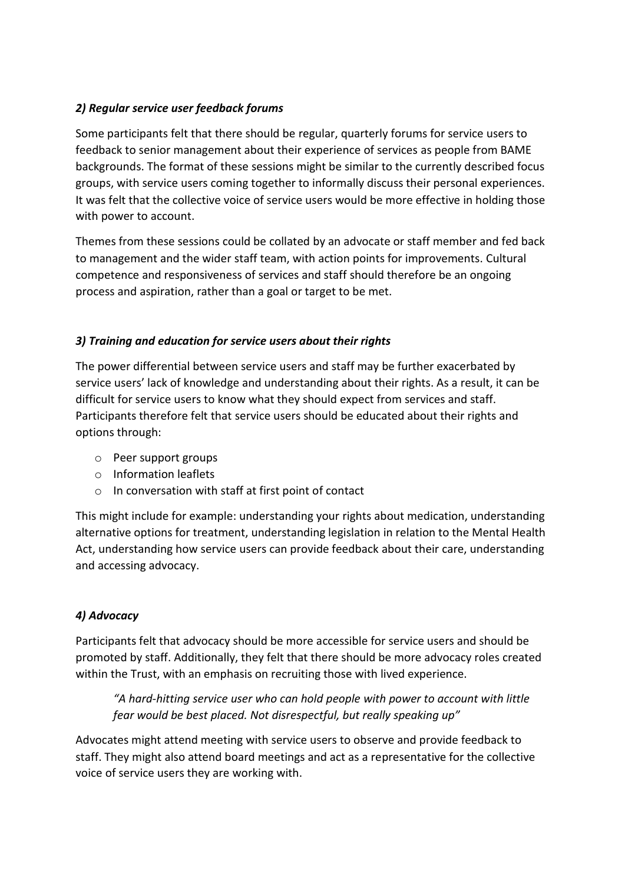### *2) Regular service user feedback forums*

Some participants felt that there should be regular, quarterly forums for service users to feedback to senior management about their experience of services as people from BAME backgrounds. The format of these sessions might be similar to the currently described focus groups, with service users coming together to informally discuss their personal experiences. It was felt that the collective voice of service users would be more effective in holding those with power to account.

Themes from these sessions could be collated by an advocate or staff member and fed back to management and the wider staff team, with action points for improvements. Cultural competence and responsiveness of services and staff should therefore be an ongoing process and aspiration, rather than a goal or target to be met.

### *3) Training and education for service users about their rights*

The power differential between service users and staff may be further exacerbated by service users' lack of knowledge and understanding about their rights. As a result, it can be difficult for service users to know what they should expect from services and staff. Participants therefore felt that service users should be educated about their rights and options through:

- Peer support groups
- Information leaflets
- In conversation with staff at first point of contact

This might include for example: understanding your rights about medication, understanding alternative options for treatment, understanding legislation in relation to the Mental Health Act, understanding how service users can provide feedback about their care, understanding and accessing advocacy.

### *4) Advocacy*

Participants felt that advocacy should be more accessible for service users and should be promoted by staff. Additionally, they felt that there should be more advocacy roles created within the Trust, with an emphasis on recruiting those with lived experience.

> *"A hard-hitting service user who can hold people with power to account with little fear would be best placed. Not disrespectful, but really speaking up"*

Advocates might attend meeting with service users to observe and provide feedback to staff. They might also attend board meetings and act as a representative for the collective voice of service users they are working with.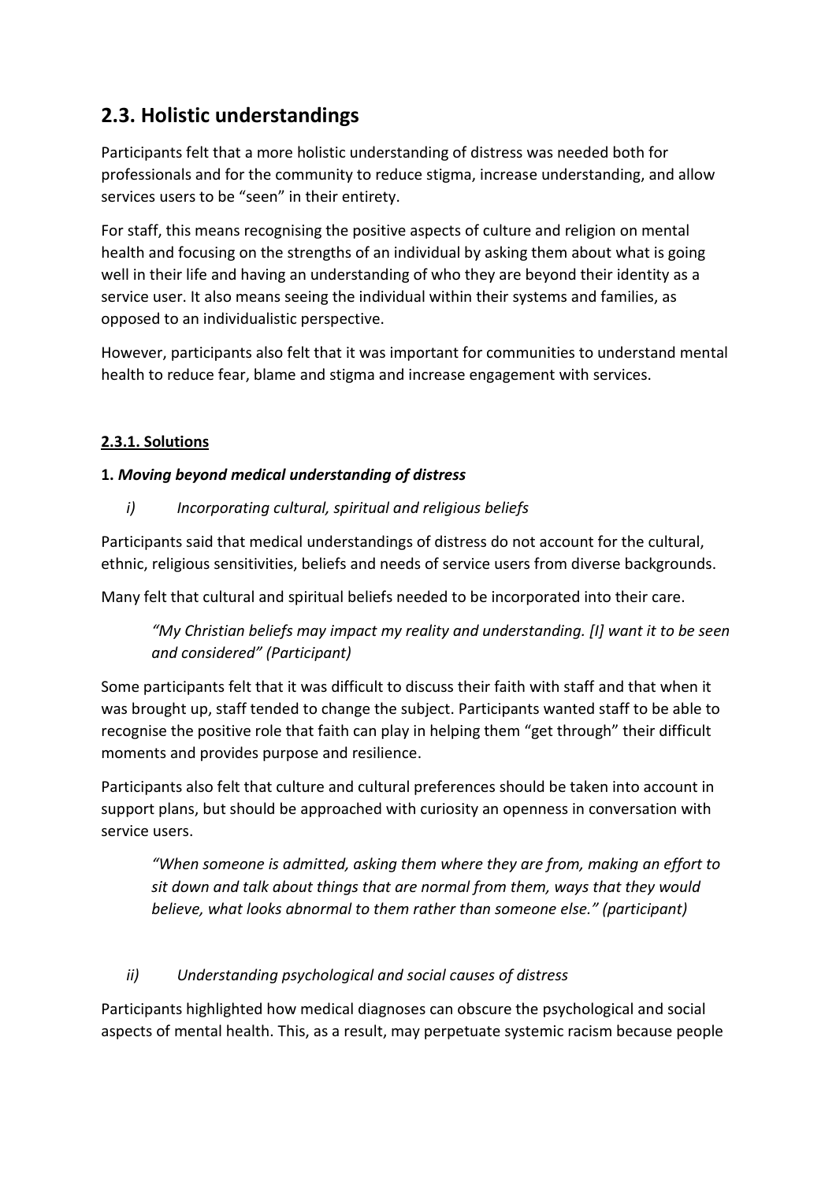## 2.3. Holistic understandings

Participants felt that a more holistic understanding of distress was needed both for professionals and for the community to reduce stigma, increase understanding, and allow services users to be "seen" in their entirety.

For staff, this means recognising the positive aspects of culture and religion on mental health and focusing on the strengths of an individual by asking them about what is going well in their life and having an understanding of who they are beyond their identity as a service user. It also means seeing the individual within their systems and families, as opposed to an individualistic perspective.

However, participants also felt that it was important for communities to understand mental health to reduce fear, blame and stigma and increase engagement with services.

### 2.3.1. Solutions

**1. *Moving beyond medical understanding of distress***

*i) Incorporating cultural, spiritual and religious beliefs*

Participants said that medical understandings of distress do not account for the cultural, ethnic, religious sensitivities, beliefs and needs of service users from diverse backgrounds.

Many felt that cultural and spiritual beliefs needed to be incorporated into their care.

> *"My Christian beliefs may impact my reality and understanding. [I] want it to be seen and considered" (Participant)*

Some participants felt that it was difficult to discuss their faith with staff and that when it was brought up, staff tended to change the subject. Participants wanted staff to be able to recognise the positive role that faith can play in helping them "get through" their difficult moments and provides purpose and resilience.

Participants also felt that culture and cultural preferences should be taken into account in support plans, but should be approached with curiosity an openness in conversation with service users.

> *"When someone is admitted, asking them where they are from, making an effort to sit down and talk about things that are normal from them, ways that they would believe, what looks abnormal to them rather than someone else." (participant)*

*ii) Understanding psychological and social causes of distress*

Participants highlighted how medical diagnoses can obscure the psychological and social aspects of mental health. This, as a result, may perpetuate systemic racism because people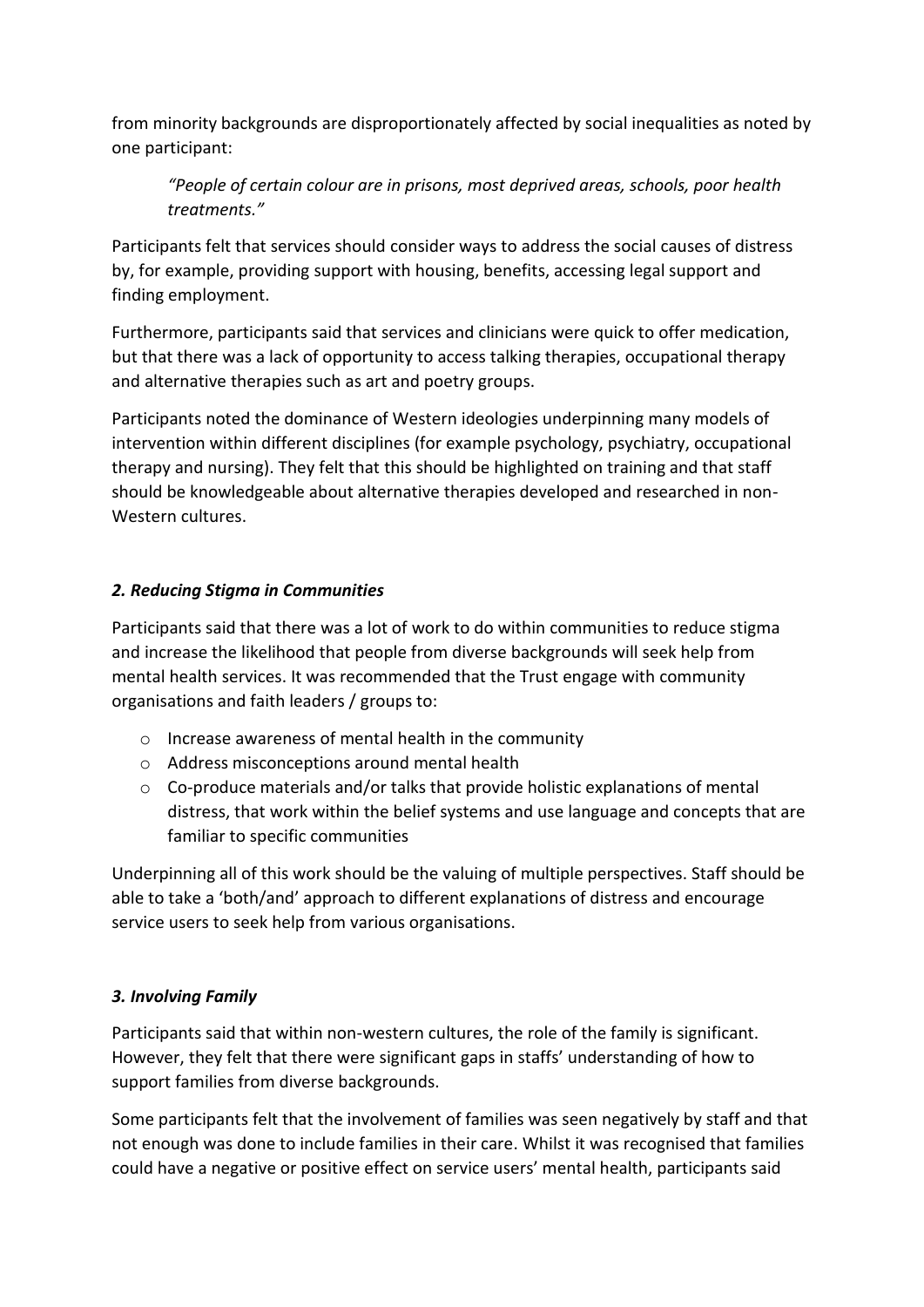from minority backgrounds are disproportionately affected by social inequalities as noted by one participant:

> *"People of certain colour are in prisons, most deprived areas, schools, poor health treatments."*

Participants felt that services should consider ways to address the social causes of distress by, for example, providing support with housing, benefits, accessing legal support and finding employment.

Furthermore, participants said that services and clinicians were quick to offer medication, but that there was a lack of opportunity to access talking therapies, occupational therapy and alternative therapies such as art and poetry groups.

Participants noted the dominance of Western ideologies underpinning many models of intervention within different disciplines (for example psychology, psychiatry, occupational therapy and nursing). They felt that this should be highlighted on training and that staff should be knowledgeable about alternative therapies developed and researched in non-Western cultures.

### *2. Reducing Stigma in Communities*

Participants said that there was a lot of work to do within communities to reduce stigma and increase the likelihood that people from diverse backgrounds will seek help from mental health services. It was recommended that the Trust engage with community organisations and faith leaders / groups to:

- Increase awareness of mental health in the community
- Address misconceptions around mental health
- Co-produce materials and/or talks that provide holistic explanations of mental distress, that work within the belief systems and use language and concepts that are familiar to specific communities

Underpinning all of this work should be the valuing of multiple perspectives. Staff should be able to take a 'both/and' approach to different explanations of distress and encourage service users to seek help from various organisations.

### *3. Involving Family*

Participants said that within non-western cultures, the role of the family is significant. However, they felt that there were significant gaps in staffs' understanding of how to support families from diverse backgrounds.

Some participants felt that the involvement of families was seen negatively by staff and that not enough was done to include families in their care. Whilst it was recognised that families could have a negative or positive effect on service users' mental health, participants said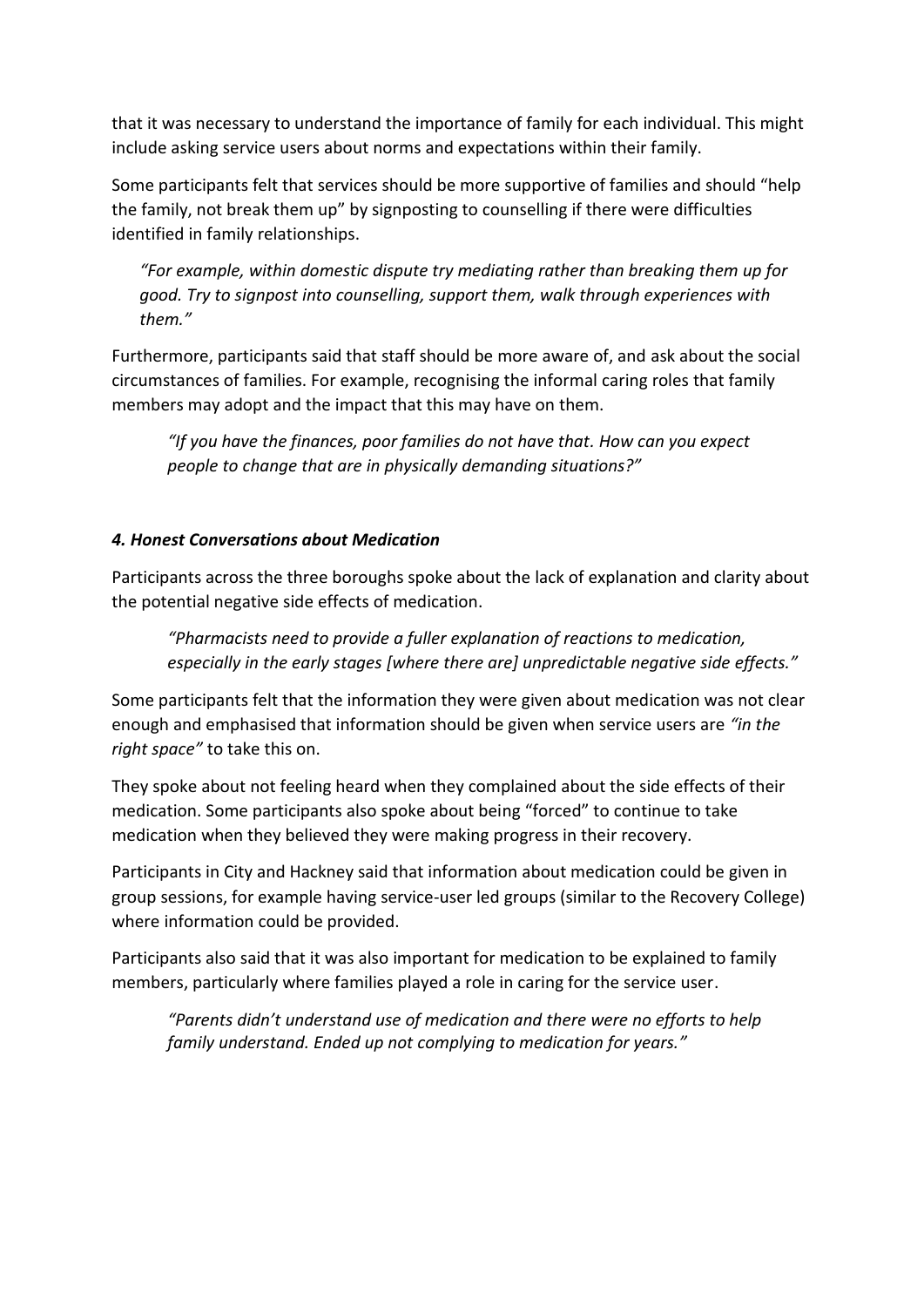that it was necessary to understand the importance of family for each individual. This might include asking service users about norms and expectations within their family.

Some participants felt that services should be more supportive of families and should "help the family, not break them up" by signposting to counselling if there were difficulties identified in family relationships.

> *"For example, within domestic dispute try mediating rather than breaking them up for good. Try to signpost into counselling, support them, walk through experiences with them."*

Furthermore, participants said that staff should be more aware of, and ask about the social circumstances of families. For example, recognising the informal caring roles that family members may adopt and the impact that this may have on them.

> *"If you have the finances, poor families do not have that. How can you expect people to change that are in physically demanding situations?"*

### *4. Honest Conversations about Medication*

Participants across the three boroughs spoke about the lack of explanation and clarity about the potential negative side effects of medication.

> *"Pharmacists need to provide a fuller explanation of reactions to medication, especially in the early stages [where there are] unpredictable negative side effects."*

Some participants felt that the information they were given about medication was not clear enough and emphasised that information should be given when service users are *"in the right space"* to take this on.

They spoke about not feeling heard when they complained about the side effects of their medication. Some participants also spoke about being "forced" to continue to take medication when they believed they were making progress in their recovery.

Participants in City and Hackney said that information about medication could be given in group sessions, for example having service-user led groups (similar to the Recovery College) where information could be provided.

Participants also said that it was also important for medication to be explained to family members, particularly where families played a role in caring for the service user.

> *"Parents didn't understand use of medication and there were no efforts to help family understand. Ended up not complying to medication for years."*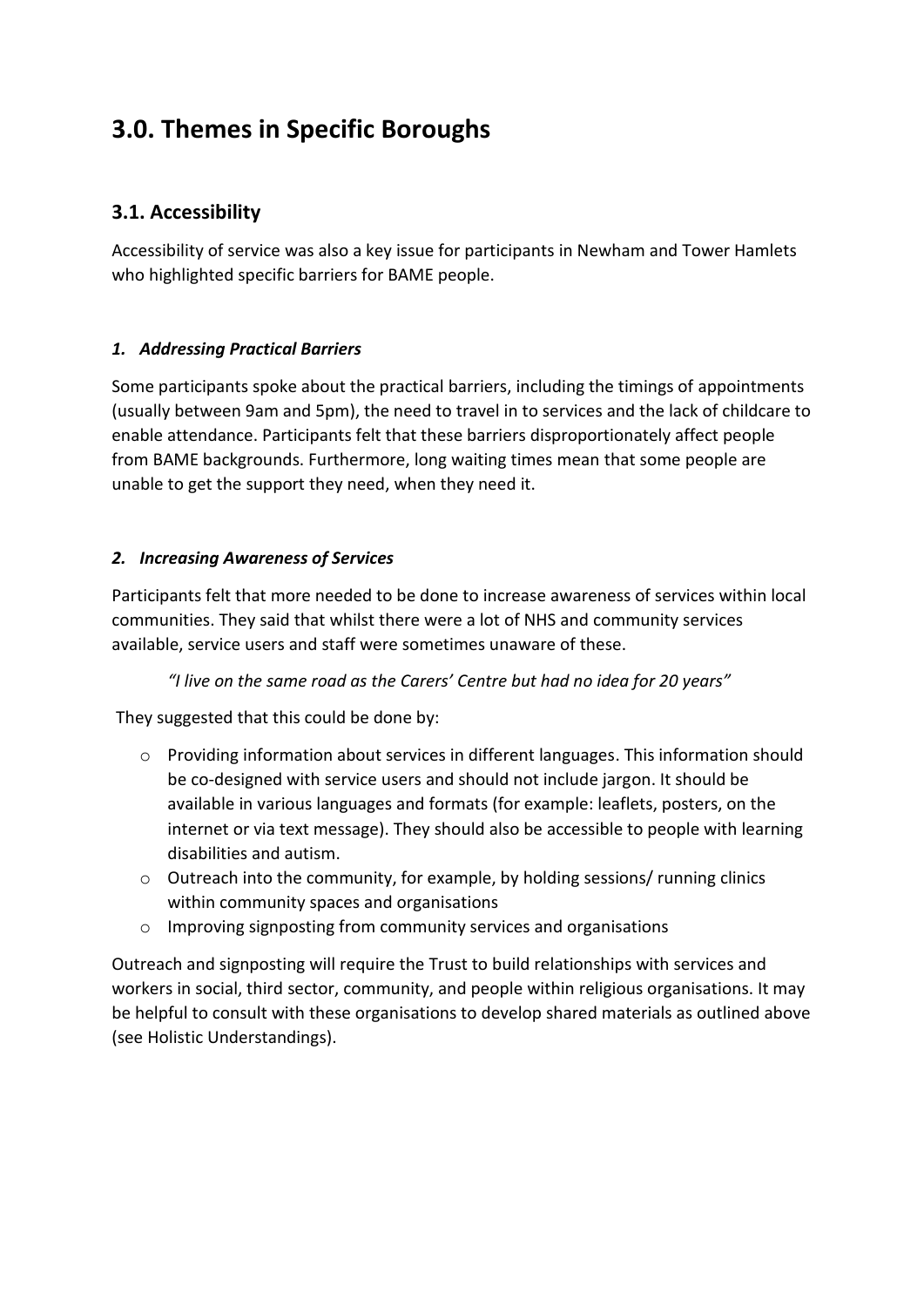# 3.0. Themes in Specific Boroughs

## 3.1. Accessibility

Accessibility of service was also a key issue for participants in Newham and Tower Hamlets who highlighted specific barriers for BAME people.

### *1. Addressing Practical Barriers*

Some participants spoke about the practical barriers, including the timings of appointments (usually between 9am and 5pm), the need to travel in to services and the lack of childcare to enable attendance. Participants felt that these barriers disproportionately affect people from BAME backgrounds. Furthermore, long waiting times mean that some people are unable to get the support they need, when they need it.

### *2. Increasing Awareness of Services*

Participants felt that more needed to be done to increase awareness of services within local communities. They said that whilst there were a lot of NHS and community services available, service users and staff were sometimes unaware of these.

> *"I live on the same road as the Carers' Centre but had no idea for 20 years"*

They suggested that this could be done by:

- Providing information about services in different languages. This information should be co-designed with service users and should not include jargon. It should be available in various languages and formats (for example: leaflets, posters, on the internet or via text message). They should also be accessible to people with learning disabilities and autism.
- Outreach into the community, for example, by holding sessions/ running clinics within community spaces and organisations
- Improving signposting from community services and organisations

Outreach and signposting will require the Trust to build relationships with services and workers in social, third sector, community, and people within religious organisations. It may be helpful to consult with these organisations to develop shared materials as outlined above (see Holistic Understandings).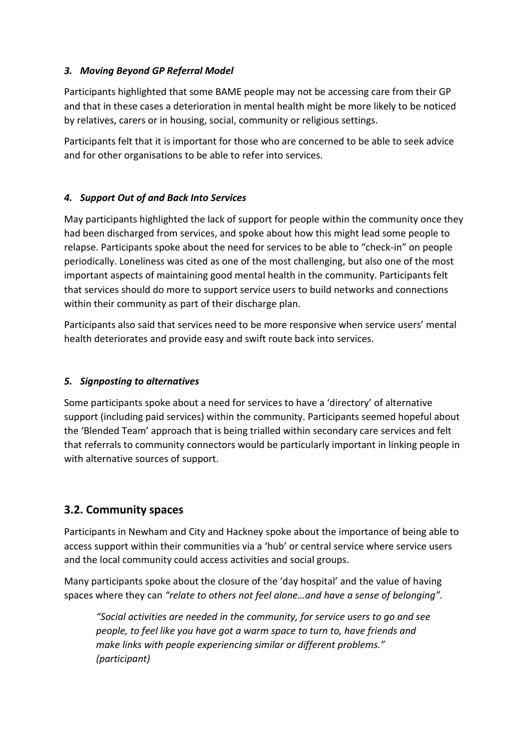### *3. Moving Beyond GP Referral Model*

Participants highlighted that some BAME people may not be accessing care from their GP and that in these cases a deterioration in mental health might be more likely to be noticed by relatives, carers or in housing, social, community or religious settings.

Participants felt that it is important for those who are concerned to be able to seek advice and for other organisations to be able to refer into services.

### *4. Support Out of and Back Into Services*

May participants highlighted the lack of support for people within the community once they had been discharged from services, and spoke about how this might lead some people to relapse. Participants spoke about the need for services to be able to "check-in" on people periodically. Loneliness was cited as one of the most challenging, but also one of the most important aspects of maintaining good mental health in the community. Participants felt that services should do more to support service users to build networks and connections within their community as part of their discharge plan.

Participants also said that services need to be more responsive when service users' mental health deteriorates and provide easy and swift route back into services.

### *5. Signposting to alternatives*

Some participants spoke about a need for services to have a 'directory' of alternative support (including paid services) within the community. Participants seemed hopeful about the 'Blended Team' approach that is being trialled within secondary care services and felt that referrals to community connectors would be particularly important in linking people in with alternative sources of support.

## 3.2. Community spaces

Participants in Newham and City and Hackney spoke about the importance of being able to access support within their communities via a 'hub' or central service where service users and the local community could access activities and social groups.

Many participants spoke about the closure of the 'day hospital' and the value of having spaces where they can *"relate to others not feel alone…and have a sense of belonging".*

> *"Social activities are needed in the community, for service users to go and see people, to feel like you have got a warm space to turn to, have friends and make links with people experiencing similar or different problems." (participant)*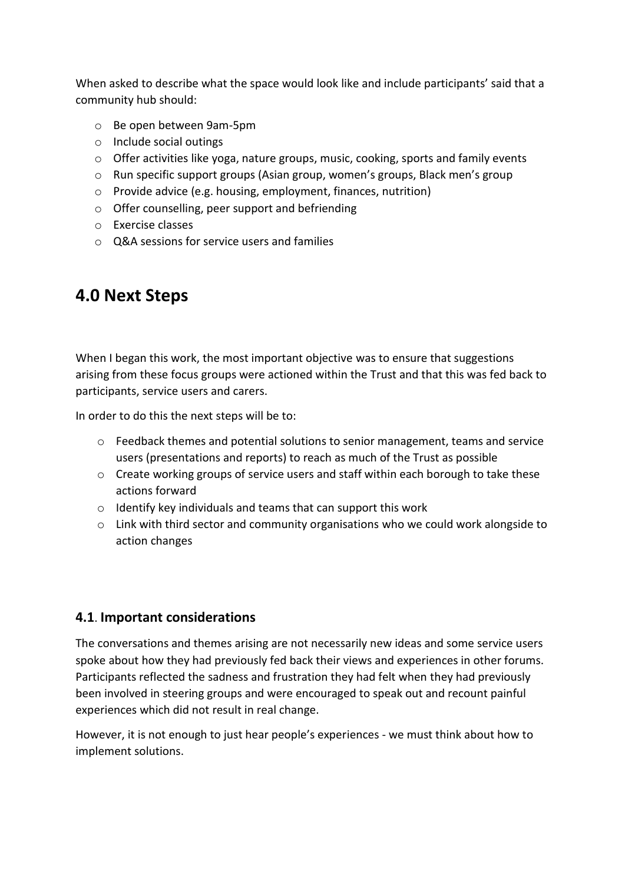When asked to describe what the space would look like and include participants' said that a community hub should:

- Be open between 9am-5pm
- Include social outings
- Offer activities like yoga, nature groups, music, cooking, sports and family events
- Run specific support groups (Asian group, women's groups, Black men's group
- Provide advice (e.g. housing, employment, finances, nutrition)
- Offer counselling, peer support and befriending
- Exercise classes
- Q&A sessions for service users and families

# 4.0 Next Steps

When I began this work, the most important objective was to ensure that suggestions arising from these focus groups were actioned within the Trust and that this was fed back to participants, service users and carers.

In order to do this the next steps will be to:

- Feedback themes and potential solutions to senior management, teams and service users (presentations and reports) to reach as much of the Trust as possible
- Create working groups of service users and staff within each borough to take these actions forward
- Identify key individuals and teams that can support this work
- Link with third sector and community organisations who we could work alongside to action changes

## 4.1. Important considerations

The conversations and themes arising are not necessarily new ideas and some service users spoke about how they had previously fed back their views and experiences in other forums. Participants reflected the sadness and frustration they had felt when they had previously been involved in steering groups and were encouraged to speak out and recount painful experiences which did not result in real change.

However, it is not enough to just hear people's experiences - we must think about how to implement solutions.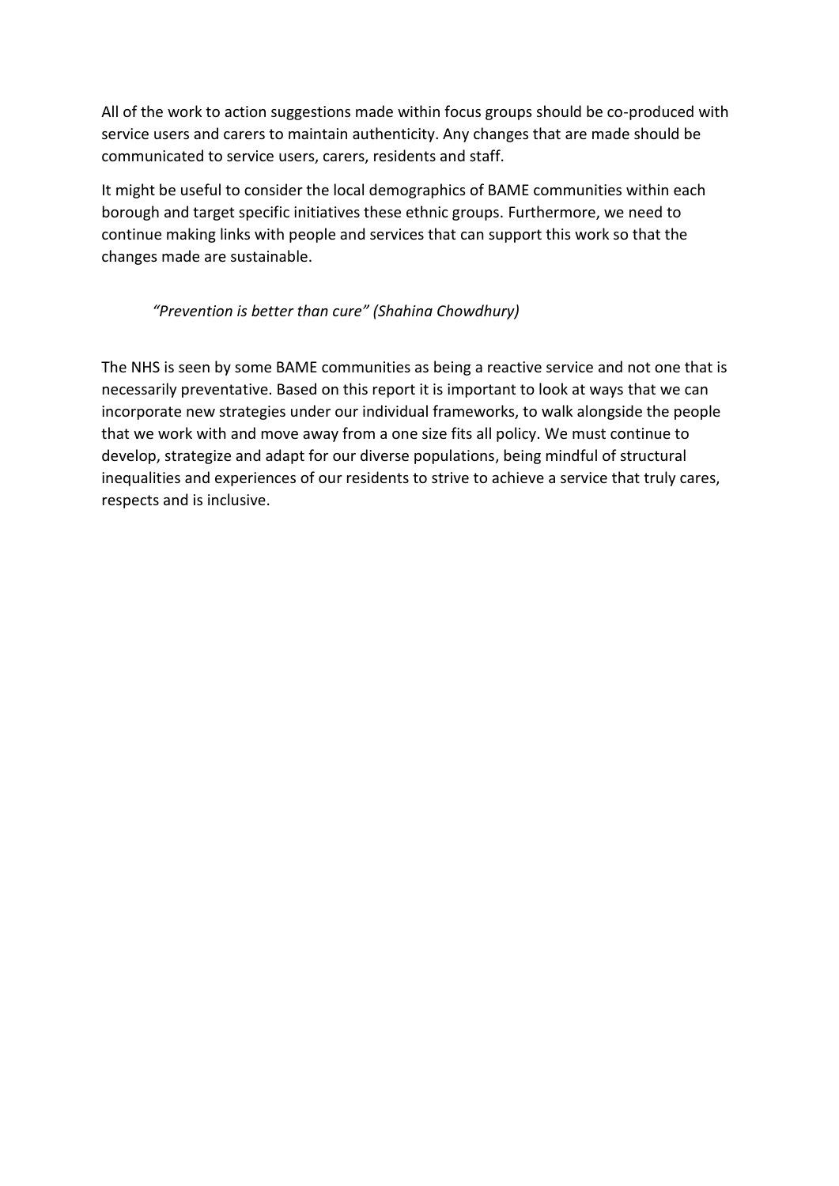All of the work to action suggestions made within focus groups should be co-produced with service users and carers to maintain authenticity. Any changes that are made should be communicated to service users, carers, residents and staff.

It might be useful to consider the local demographics of BAME communities within each borough and target specific initiatives these ethnic groups. Furthermore, we need to continue making links with people and services that can support this work so that the changes made are sustainable.

> *"Prevention is better than cure" (Shahina Chowdhury)*

The NHS is seen by some BAME communities as being a reactive service and not one that is necessarily preventative. Based on this report it is important to look at ways that we can incorporate new strategies under our individual frameworks, to walk alongside the people that we work with and move away from a one size fits all policy. We must continue to develop, strategize and adapt for our diverse populations, being mindful of structural inequalities and experiences of our residents to strive to achieve a service that truly cares, respects and is inclusive.